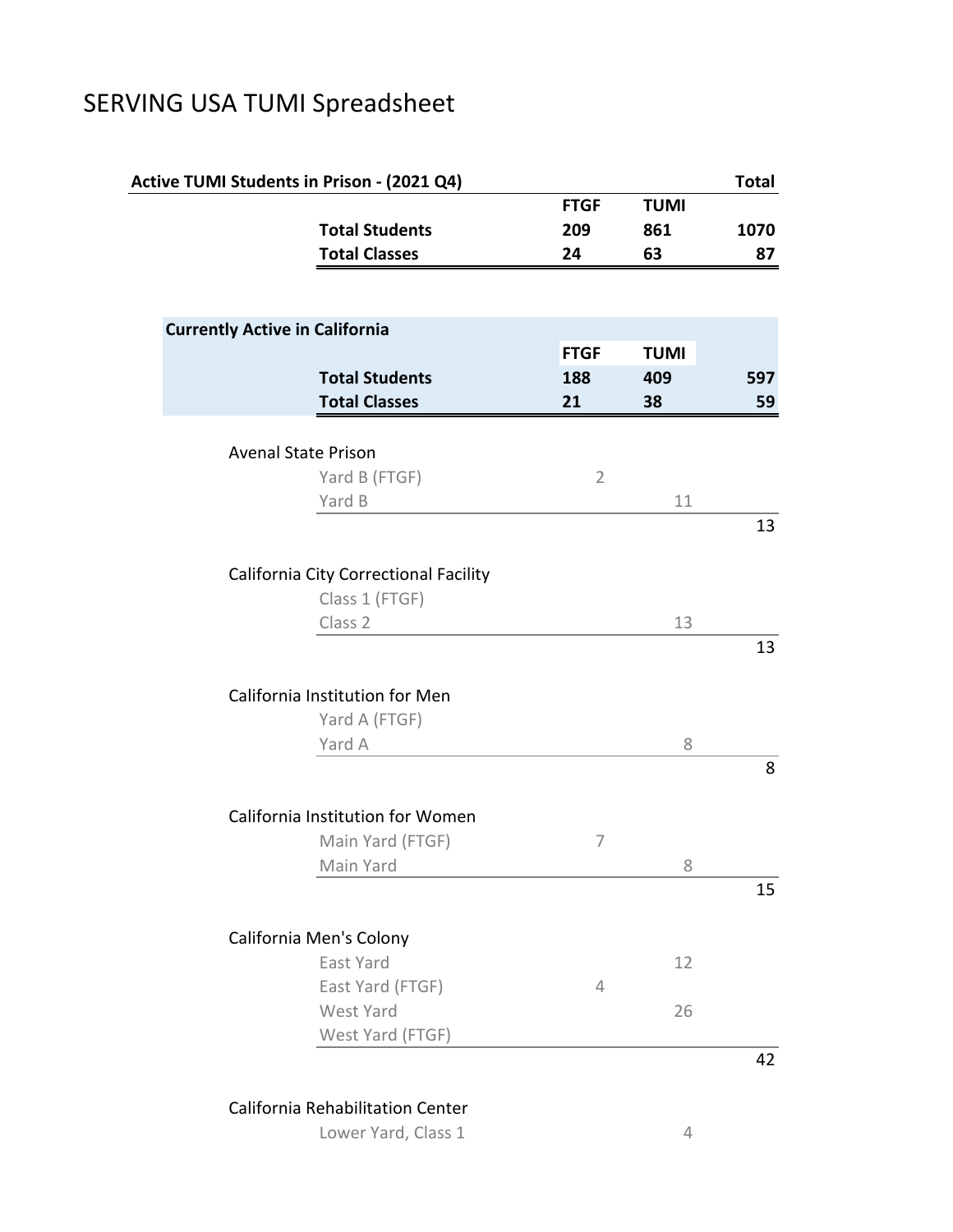# SERVING USA TUMI Spreadsheet

| Active TUMI Students in Prison - (2021 Q4) | FTGF | TUMI | Total |
|---|---|---|---|
| Total Students | 209 | 861 | 1070 |
| Total Classes | 24 | 63 | 87 |

| Currently Active in California | FTGF | TUMI | |
|---|---|---|---|
| Total Students | 188 | 409 | 597 |
| Total Classes | 21 | 38 | 59 |

| | FTGF | TUMI | Total |
|---|---|---|---|
| **Avenal State Prison** | | | |
| Yard B (FTGF) | 2 | | |
| Yard B | | 11 | |
| | | | 13 |
| **California City Correctional Facility** | | | |
| Class 1 (FTGF) | | | |
| Class 2 | | 13 | |
| | | | 13 |
| **California Institution for Men** | | | |
| Yard A (FTGF) | | | |
| Yard A | | 8 | |
| | | | 8 |
| **California Institution for Women** | | | |
| Main Yard (FTGF) | 7 | | |
| Main Yard | | 8 | |
| | | | 15 |
| **California Men's Colony** | | | |
| East Yard | | 12 | |
| East Yard (FTGF) | 4 | | |
| West Yard | | 26 | |
| West Yard (FTGF) | | | |
| | | | 42 |
| **California Rehabilitation Center** | | | |
| Lower Yard, Class 1 | | 4 | |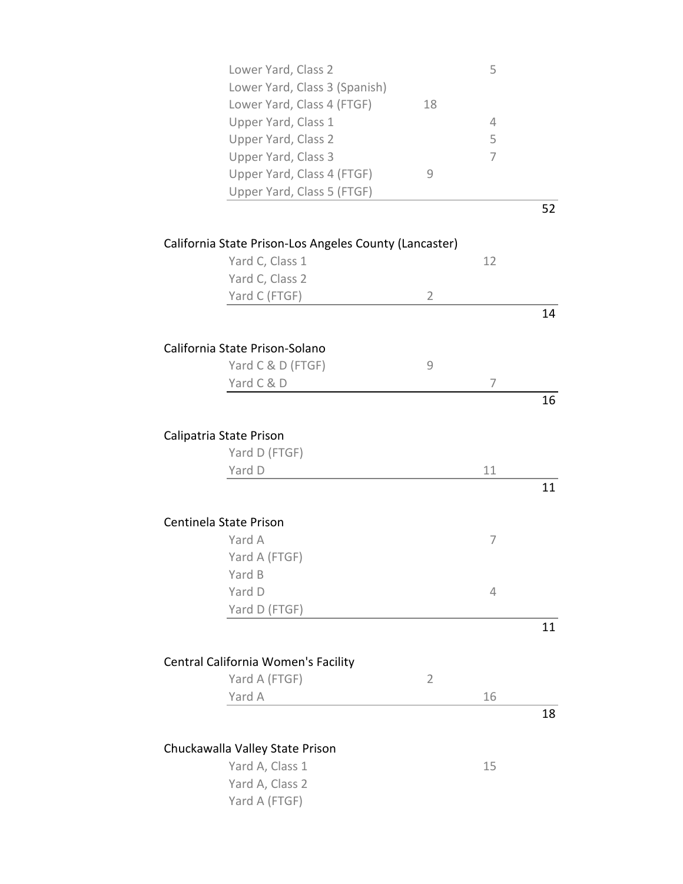| | | | |
|---|---|---|---|
| Lower Yard, Class 2 | | 5 | |
| Lower Yard, Class 3 (Spanish) | | | |
| Lower Yard, Class 4 (FTGF) | 18 | | |
| Upper Yard, Class 1 | | 4 | |
| Upper Yard, Class 2 | | 5 | |
| Upper Yard, Class 3 | | 7 | |
| Upper Yard, Class 4 (FTGF) | 9 | | |
| Upper Yard, Class 5 (FTGF) | | | |
| | | | 52 |

California State Prison-Los Angeles County (Lancaster)

| | | | |
|---|---|---|---|
| Yard C, Class 1 | | 12 | |
| Yard C, Class 2 | | | |
| Yard C (FTGF) | 2 | | |
| | | | 14 |

California State Prison-Solano

| | | | |
|---|---|---|---|
| Yard C & D (FTGF) | 9 | | |
| Yard C & D | | 7 | |
| | | | 16 |

Calipatria State Prison

| | | | |
|---|---|---|---|
| Yard D (FTGF) | | | |
| Yard D | | 11 | |
| | | | 11 |

Centinela State Prison

| | | | |
|---|---|---|---|
| Yard A | | 7 | |
| Yard A (FTGF) | | | |
| Yard B | | | |
| Yard D | | 4 | |
| Yard D (FTGF) | | | |
| | | | 11 |

Central California Women's Facility

| | | | |
|---|---|---|---|
| Yard A (FTGF) | 2 | | |
| Yard A | | 16 | |
| | | | 18 |

Chuckawalla Valley State Prison

| | | | |
|---|---|---|---|
| Yard A, Class 1 | | 15 | |
| Yard A, Class 2 | | | |
| Yard A (FTGF) | | | |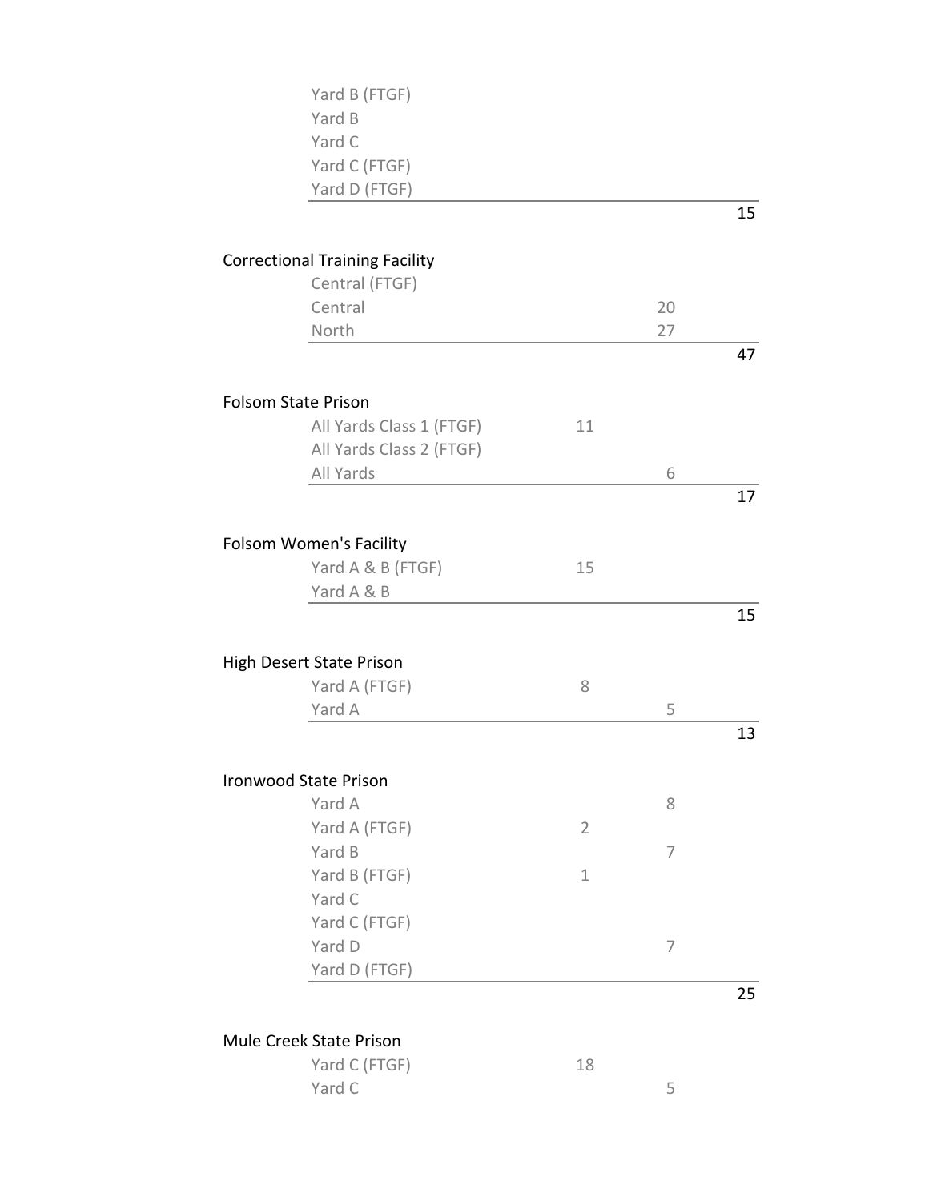| Facility / Yard | | | Total |
| --- | --- | --- | --- |
| Yard B (FTGF) | | | |
| Yard B | | | |
| Yard C | | | |
| Yard C (FTGF) | | | |
| Yard D (FTGF) | | | |
| | | | 15 |
| **Correctional Training Facility** | | | |
| Central (FTGF) | | | |
| Central | | 20 | |
| North | | 27 | |
| | | | 47 |
| **Folsom State Prison** | | | |
| All Yards Class 1 (FTGF) | 11 | | |
| All Yards Class 2 (FTGF) | | | |
| All Yards | | 6 | |
| | | | 17 |
| **Folsom Women's Facility** | | | |
| Yard A & B (FTGF) | 15 | | |
| Yard A & B | | | |
| | | | 15 |
| **High Desert State Prison** | | | |
| Yard A (FTGF) | 8 | | |
| Yard A | | 5 | |
| | | | 13 |
| **Ironwood State Prison** | | | |
| Yard A | | 8 | |
| Yard A (FTGF) | 2 | | |
| Yard B | | 7 | |
| Yard B (FTGF) | 1 | | |
| Yard C | | | |
| Yard C (FTGF) | | | |
| Yard D | | 7 | |
| Yard D (FTGF) | | | |
| | | | 25 |
| **Mule Creek State Prison** | | | |
| Yard C (FTGF) | 18 | | |
| Yard C | | 5 | |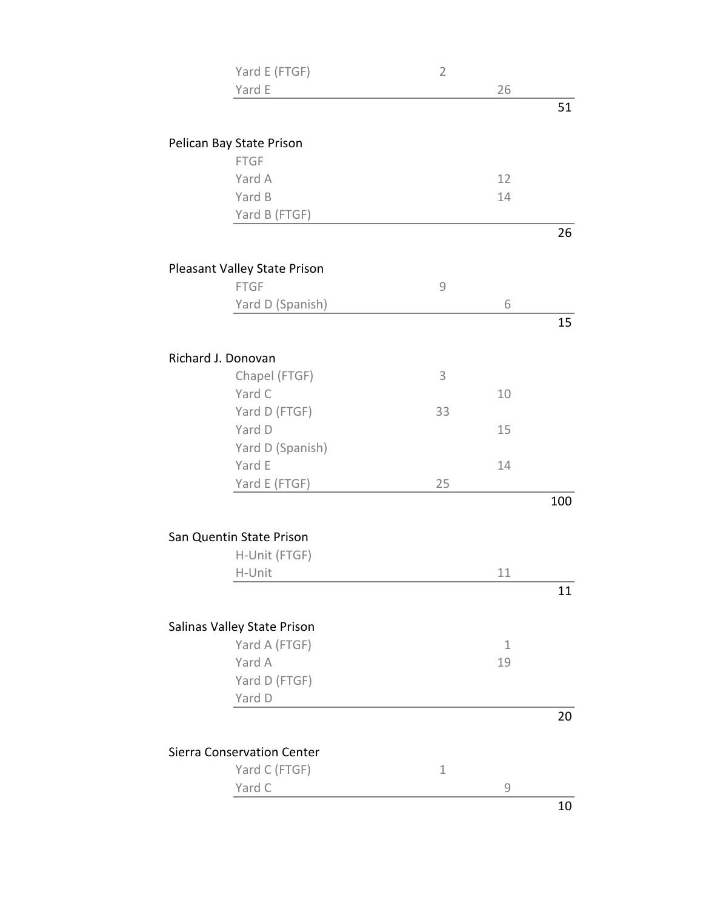| | | | |
|---|---|---|---|
| Yard E (FTGF) | 2 | | |
| Yard E | | 26 | |
| | | | 51 |

**Pelican Bay State Prison**

| | | | |
|---|---|---|---|
| FTGF | | | |
| Yard A | | 12 | |
| Yard B | | 14 | |
| Yard B (FTGF) | | | |
| | | | 26 |

**Pleasant Valley State Prison**

| | | | |
|---|---|---|---|
| FTGF | 9 | | |
| Yard D (Spanish) | | 6 | |
| | | | 15 |

**Richard J. Donovan**

| | | | |
|---|---|---|---|
| Chapel (FTGF) | 3 | | |
| Yard C | | 10 | |
| Yard D (FTGF) | 33 | | |
| Yard D | | 15 | |
| Yard D (Spanish) | | | |
| Yard E | | 14 | |
| Yard E (FTGF) | 25 | | |
| | | | 100 |

**San Quentin State Prison**

| | | | |
|---|---|---|---|
| H-Unit (FTGF) | | | |
| H-Unit | | 11 | |
| | | | 11 |

**Salinas Valley State Prison**

| | | | |
|---|---|---|---|
| Yard A (FTGF) | | 1 | |
| Yard A | | 19 | |
| Yard D (FTGF) | | | |
| Yard D | | | |
| | | | 20 |

**Sierra Conservation Center**

| | | | |
|---|---|---|---|
| Yard C (FTGF) | 1 | | |
| Yard C | | 9 | |
| | | | 10 |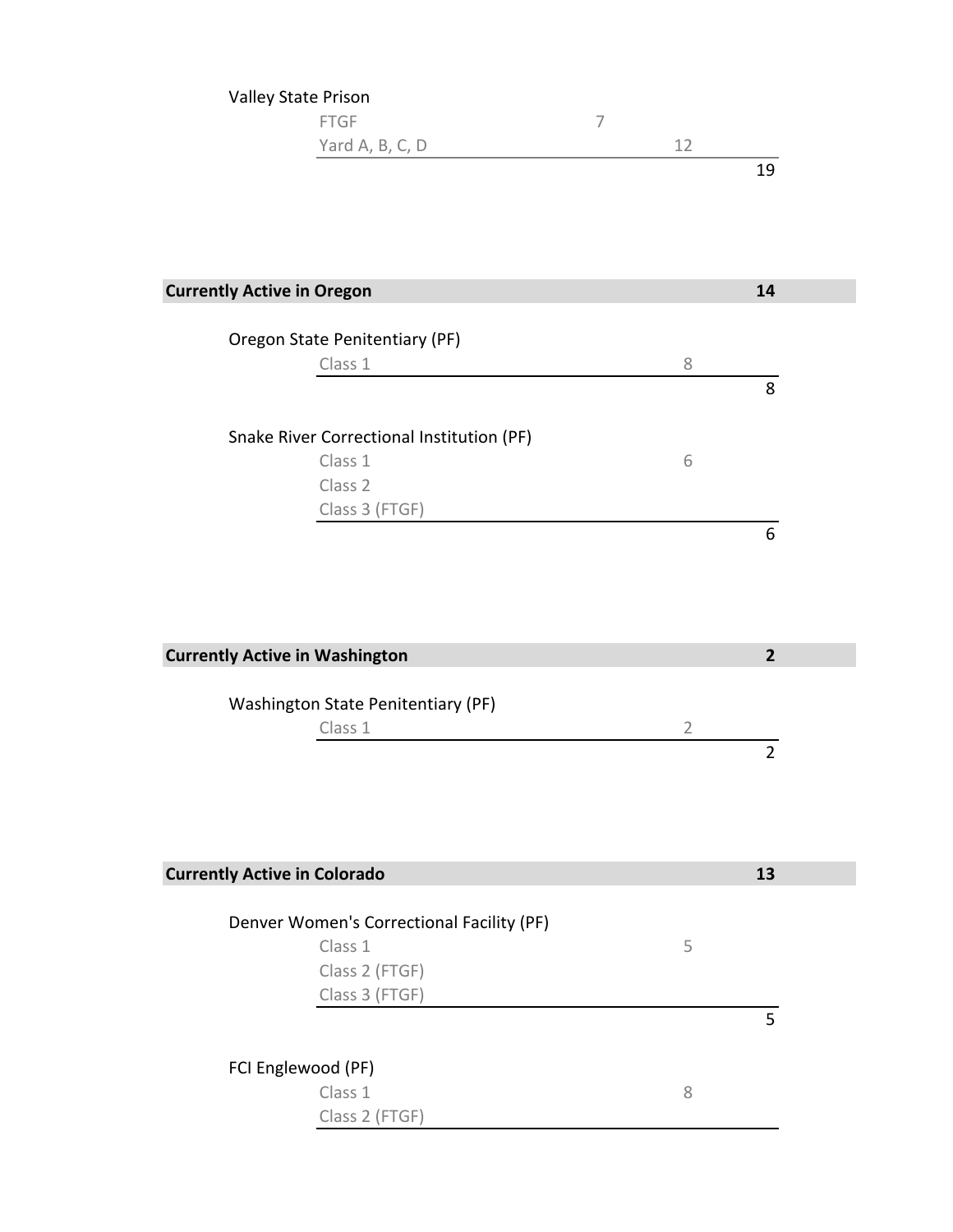Valley State Prison

| | | | |
|---|---|---|---|
| FTGF | 7 | | |
| Yard A, B, C, D | | 12 | |
| | | | 19 |

## Currently Active in Oregon — 14

Oregon State Penitentiary (PF)

| | | |
|---|---|---|
| Class 1 | 8 | |
| | | 8 |

Snake River Correctional Institution (PF)

| | | |
|---|---|---|
| Class 1 | 6 | |
| Class 2 | | |
| Class 3 (FTGF) | | |
| | | 6 |

## Currently Active in Washington — 2

Washington State Penitentiary (PF)

| | | |
|---|---|---|
| Class 1 | 2 | |
| | | 2 |

## Currently Active in Colorado — 13

Denver Women's Correctional Facility (PF)

| | | |
|---|---|---|
| Class 1 | 5 | |
| Class 2 (FTGF) | | |
| Class 3 (FTGF) | | |
| | | 5 |

FCI Englewood (PF)

| | | |
|---|---|---|
| Class 1 | 8 | |
| Class 2 (FTGF) | | |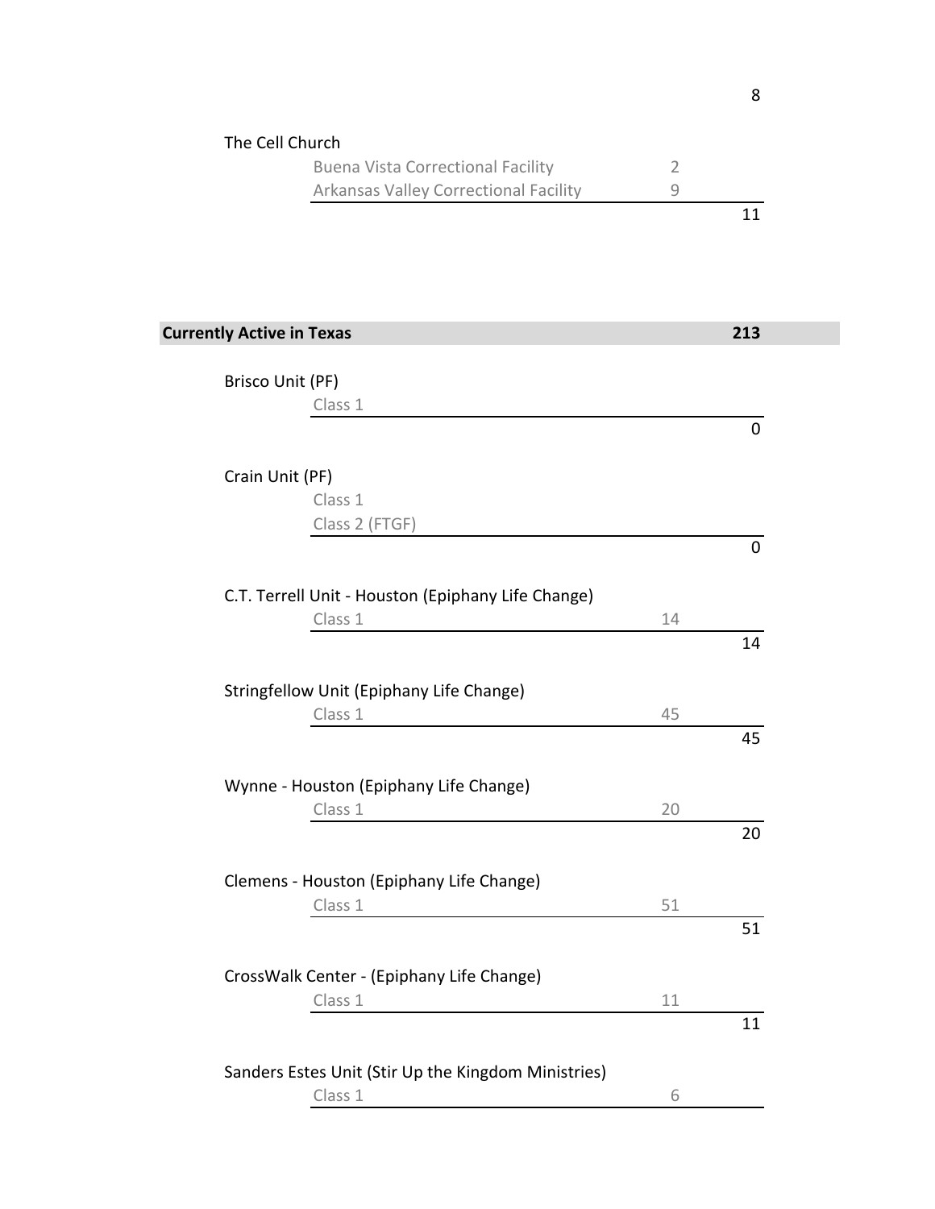## The Cell Church

| | | |
|---|---|---|
| Buena Vista Correctional Facility | 2 | |
| Arkansas Valley Correctional Facility | 9 | |
| | | 11 |

## Currently Active in Texas — 213

### Brisco Unit (PF)

| | | |
|---|---|---|
| Class 1 | | |
| | | 0 |

### Crain Unit (PF)

| | | |
|---|---|---|
| Class 1 | | |
| Class 2 (FTGF) | | |
| | | 0 |

### C.T. Terrell Unit - Houston (Epiphany Life Change)

| | | |
|---|---|---|
| Class 1 | 14 | |
| | | 14 |

### Stringfellow Unit (Epiphany Life Change)

| | | |
|---|---|---|
| Class 1 | 45 | |
| | | 45 |

### Wynne - Houston (Epiphany Life Change)

| | | |
|---|---|---|
| Class 1 | 20 | |
| | | 20 |

### Clemens - Houston (Epiphany Life Change)

| | | |
|---|---|---|
| Class 1 | 51 | |
| | | 51 |

### CrossWalk Center - (Epiphany Life Change)

| | | |
|---|---|---|
| Class 1 | 11 | |
| | | 11 |

### Sanders Estes Unit (Stir Up the Kingdom Ministries)

| | | |
|---|---|---|
| Class 1 | 6 | |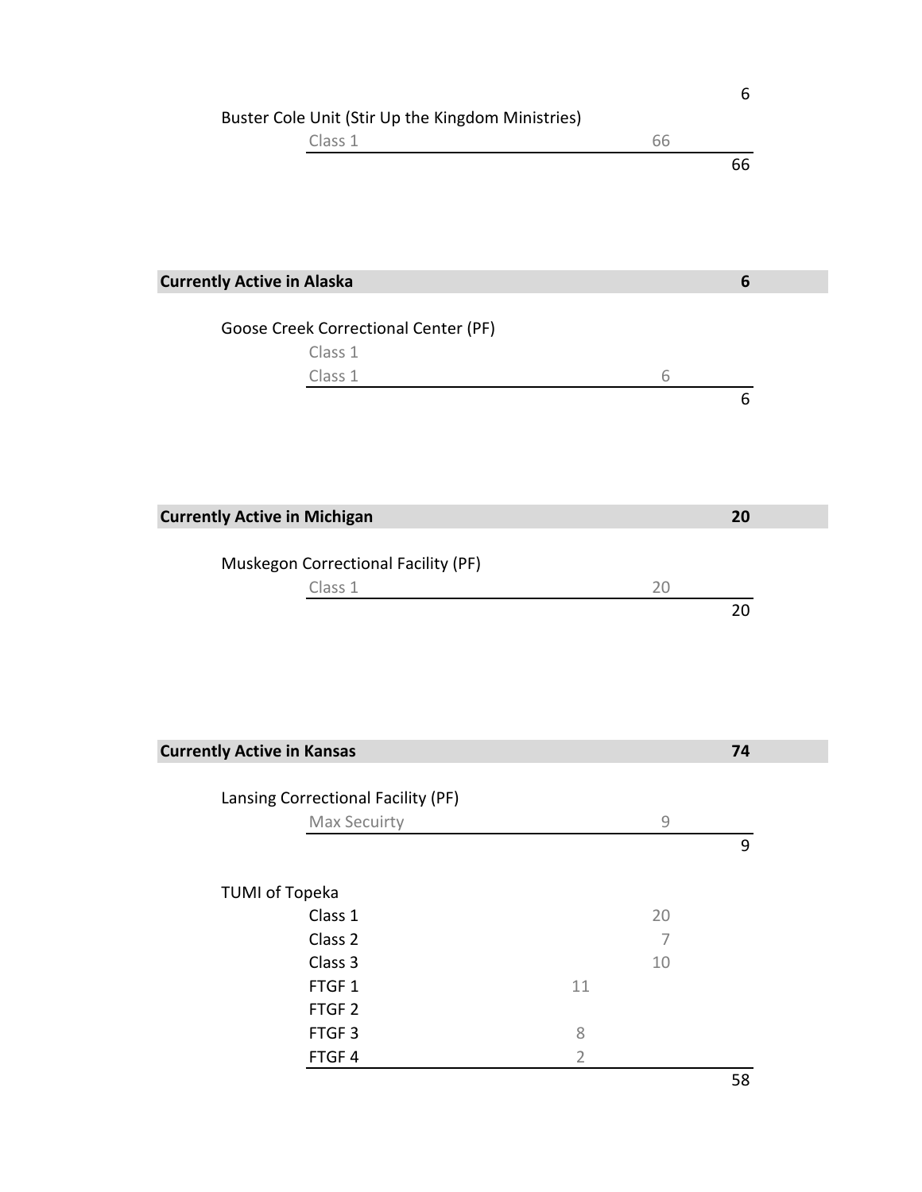6

Buster Cole Unit (Stir Up the Kingdom Ministries)

| | | |
|---|---|---|
| Class 1 | 66 | |
| | | 66 |

**Currently Active in Alaska** **6**

Goose Creek Correctional Center (PF)

| | | |
|---|---|---|
| Class 1 | | |
| Class 1 | 6 | |
| | | 6 |

**Currently Active in Michigan** **20**

Muskegon Correctional Facility (PF)

| | | |
|---|---|---|
| Class 1 | 20 | |
| | | 20 |

**Currently Active in Kansas** **74**

Lansing Correctional Facility (PF)

| | | |
|---|---|---|
| Max Secuirty | 9 | |
| | | 9 |

TUMI of Topeka

| | | | |
|---|---|---|---|
| Class 1 | | 20 | |
| Class 2 | | 7 | |
| Class 3 | | 10 | |
| FTGF 1 | 11 | | |
| FTGF 2 | | | |
| FTGF 3 | 8 | | |
| FTGF 4 | 2 | | |
| | | | 58 |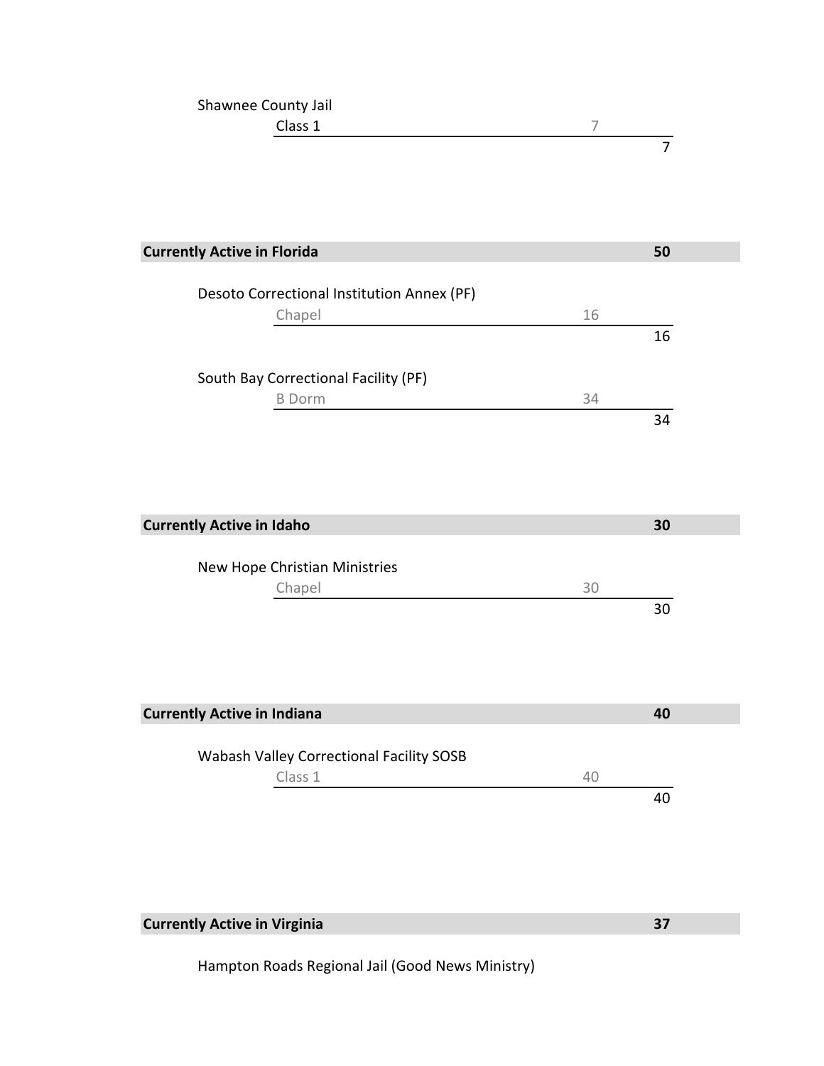Shawnee County Jail

| | | |
|---|---|---|
| Class 1 | 7 | |
| | | 7 |

## Currently Active in Florida — 50

Desoto Correctional Institution Annex (PF)

| | | |
|---|---|---|
| Chapel | 16 | |
| | | 16 |

South Bay Correctional Facility (PF)

| | | |
|---|---|---|
| B Dorm | 34 | |
| | | 34 |

## Currently Active in Idaho — 30

New Hope Christian Ministries

| | | |
|---|---|---|
| Chapel | 30 | |
| | | 30 |

## Currently Active in Indiana — 40

Wabash Valley Correctional Facility SOSB

| | | |
|---|---|---|
| Class 1 | 40 | |
| | | 40 |

## Currently Active in Virginia — 37

Hampton Roads Regional Jail (Good News Ministry)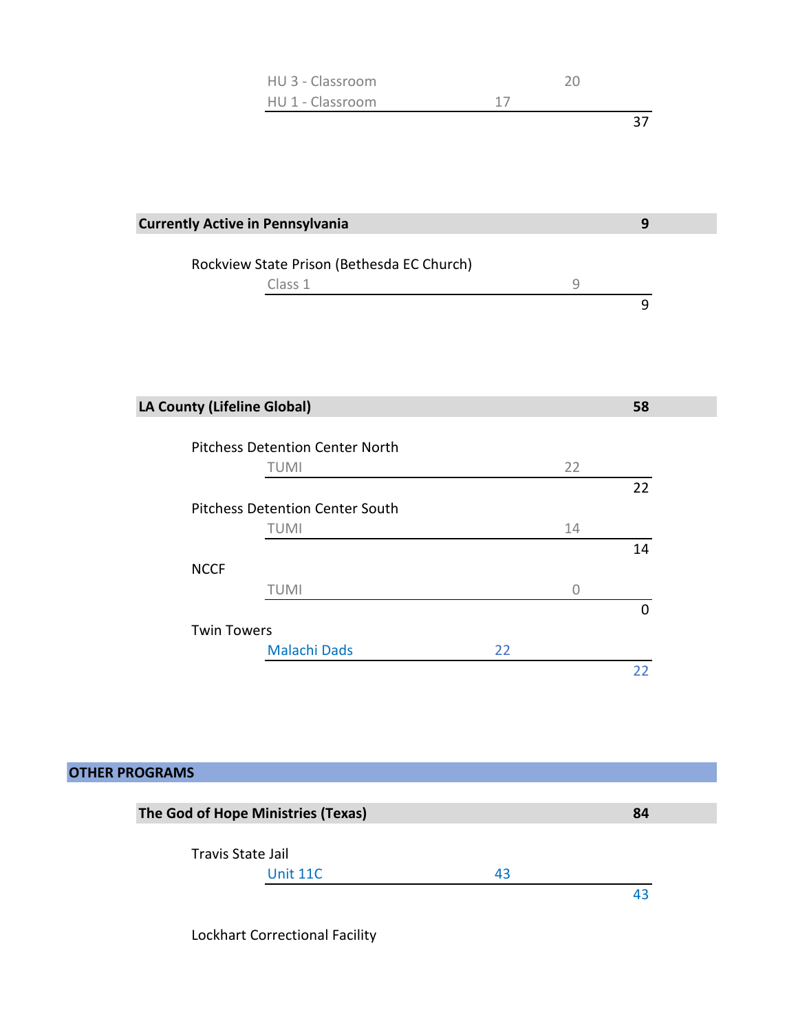| | | | |
|---|---|---|---|
| HU 3 - Classroom | | 20 | |
| HU 1 - Classroom | 17 | | |
| | | | 37 |

| **Currently Active in Pennsylvania** | | | **9** |
|---|---|---|---|
| Rockview State Prison (Bethesda EC Church) | | | |
| Class 1 | | 9 | |
| | | | 9 |

| **LA County (Lifeline Global)** | | | **58** |
|---|---|---|---|
| Pitchess Detention Center North | | | |
| TUMI | | 22 | |
| | | | 22 |
| Pitchess Detention Center South | | | |
| TUMI | | 14 | |
| | | | 14 |
| NCCF | | | |
| TUMI | | 0 | |
| | | | 0 |
| Twin Towers | | | |
| Malachi Dads | 22 | | |
| | | | 22 |

## OTHER PROGRAMS

| **The God of Hope Ministries (Texas)** | | | **84** |
|---|---|---|---|
| Travis State Jail | | | |
| Unit 11C | 43 | | |
| | | | 43 |
| Lockhart Correctional Facility | | | |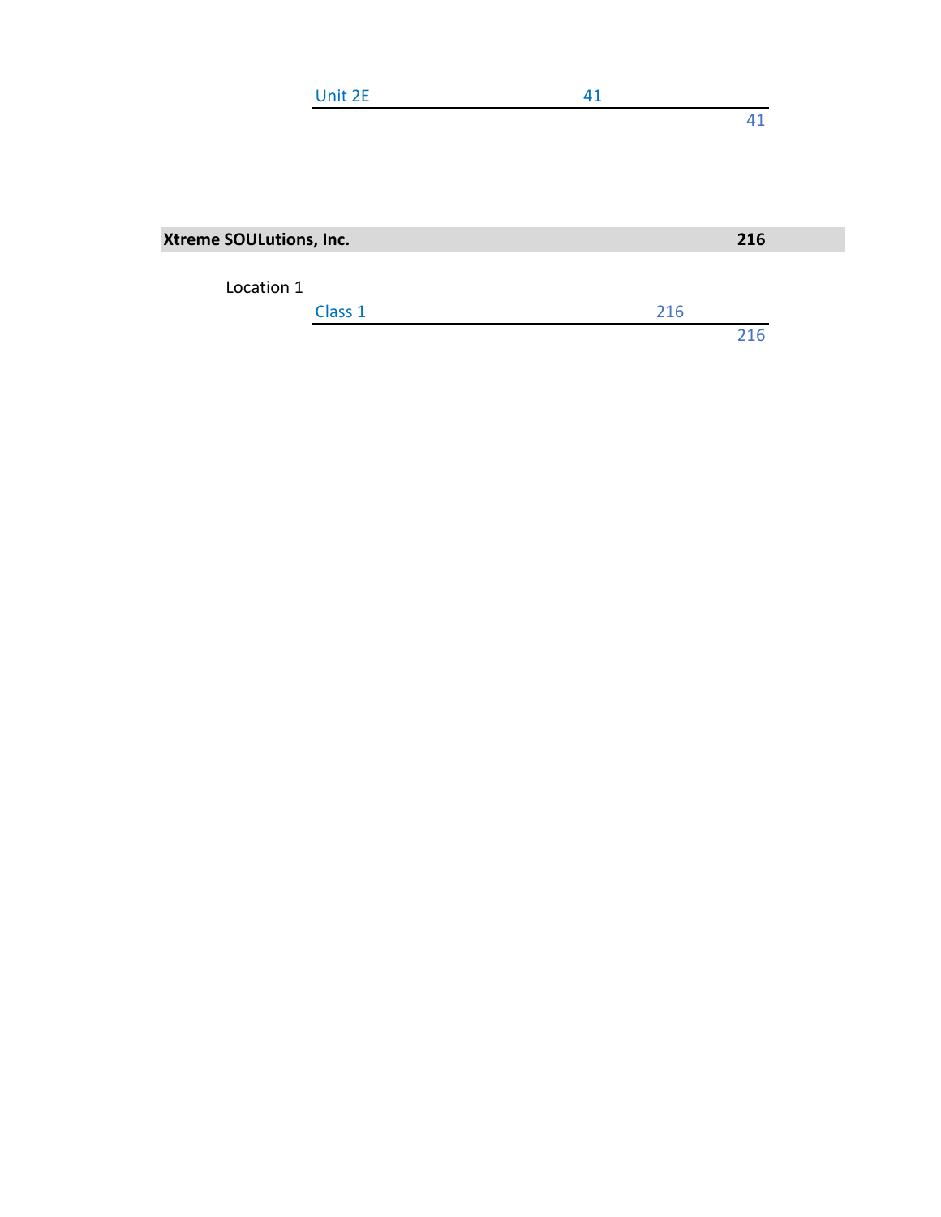| | | | |
|---|---|---|---|
| | Unit 2E | 41 | |
| | | | 41 |
| **Xtreme SOULutions, Inc.** | | | **216** |
| Location 1 | | | |
| | Class 1 | 216 | |
| | | | 216 |